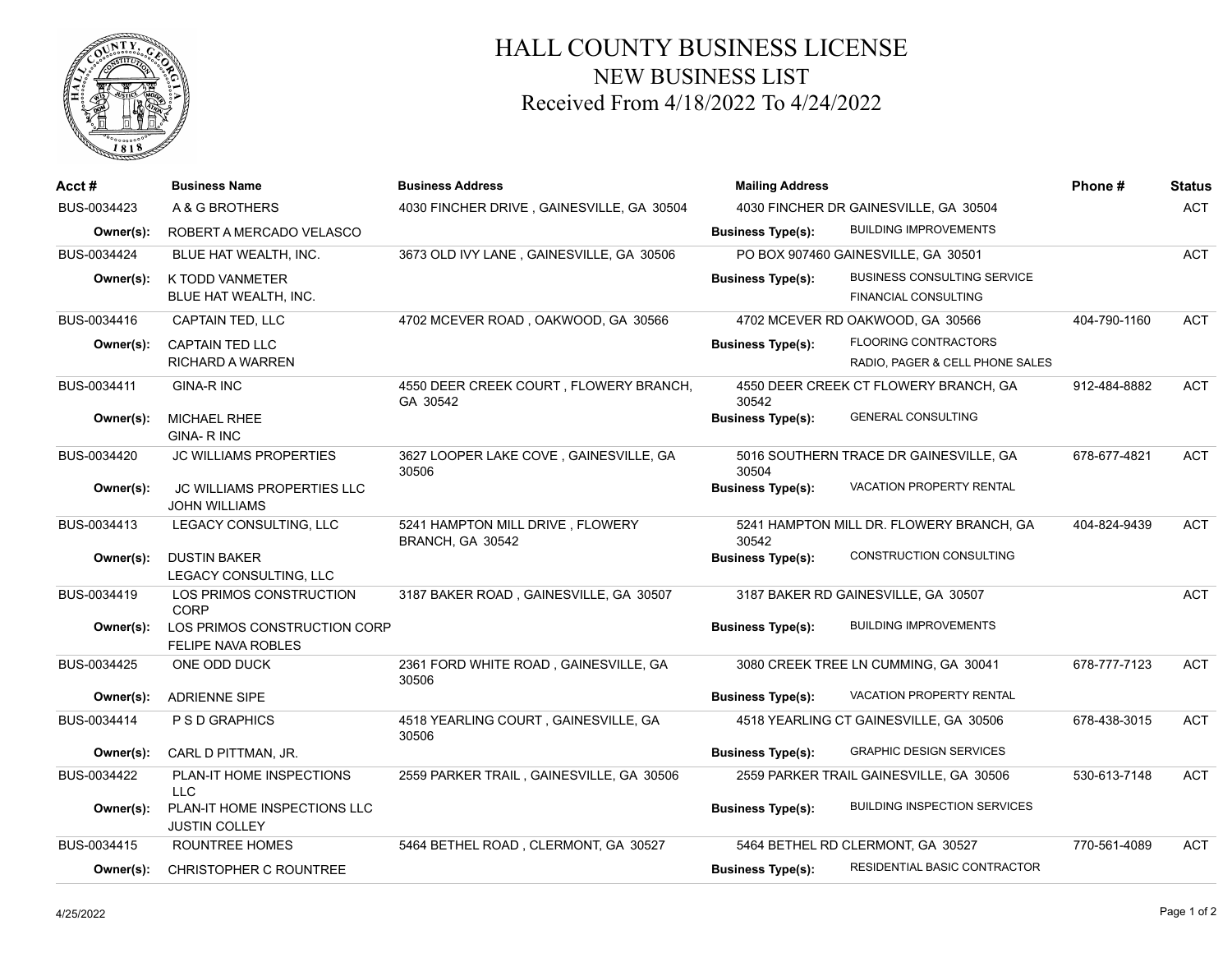# HALL COUNTY BUSINESS LICENSE
## NEW BUSINESS LIST
### Received From 4/18/2022 To 4/24/2022

| Acct # | Business Name | Business Address | Mailing Address | Phone # | Status |
|---|---|---|---|---|---|
| BUS-0034423 | A & G BROTHERS | 4030 FINCHER DRIVE , GAINESVILLE, GA 30504 | 4030 FINCHER DR GAINESVILLE, GA 30504 | | ACT |
| Owner(s): | ROBERT A MERCADO VELASCO | | Business Type(s): BUILDING IMPROVEMENTS | | |
| BUS-0034424 | BLUE HAT WEALTH, INC. | 3673 OLD IVY LANE , GAINESVILLE, GA 30506 | PO BOX 907460 GAINESVILLE, GA 30501 | | ACT |
| Owner(s): | K TODD VANMETER<br>BLUE HAT WEALTH, INC. | | Business Type(s): BUSINESS CONSULTING SERVICE<br>FINANCIAL CONSULTING | | |
| BUS-0034416 | CAPTAIN TED, LLC | 4702 MCEVER ROAD , OAKWOOD, GA 30566 | 4702 MCEVER RD OAKWOOD, GA 30566 | 404-790-1160 | ACT |
| Owner(s): | CAPTAIN TED LLC<br>RICHARD A WARREN | | Business Type(s): FLOORING CONTRACTORS<br>RADIO, PAGER & CELL PHONE SALES | | |
| BUS-0034411 | GINA-R INC | 4550 DEER CREEK COURT , FLOWERY BRANCH, GA 30542 | 4550 DEER CREEK CT FLOWERY BRANCH, GA 30542 | 912-484-8882 | ACT |
| Owner(s): | MICHAEL RHEE<br>GINA- R INC | | Business Type(s): GENERAL CONSULTING | | |
| BUS-0034420 | JC WILLIAMS PROPERTIES | 3627 LOOPER LAKE COVE , GAINESVILLE, GA 30506 | 5016 SOUTHERN TRACE DR GAINESVILLE, GA 30504 | 678-677-4821 | ACT |
| Owner(s): | JC WILLIAMS PROPERTIES LLC<br>JOHN WILLIAMS | | Business Type(s): VACATION PROPERTY RENTAL | | |
| BUS-0034413 | LEGACY CONSULTING, LLC | 5241 HAMPTON MILL DRIVE , FLOWERY BRANCH, GA 30542 | 5241 HAMPTON MILL DR. FLOWERY BRANCH, GA 30542 | 404-824-9439 | ACT |
| Owner(s): | DUSTIN BAKER<br>LEGACY CONSULTING, LLC | | Business Type(s): CONSTRUCTION CONSULTING | | |
| BUS-0034419 | LOS PRIMOS CONSTRUCTION CORP | 3187 BAKER ROAD , GAINESVILLE, GA 30507 | 3187 BAKER RD GAINESVILLE, GA 30507 | | ACT |
| Owner(s): | LOS PRIMOS CONSTRUCTION CORP<br>FELIPE NAVA ROBLES | | Business Type(s): BUILDING IMPROVEMENTS | | |
| BUS-0034425 | ONE ODD DUCK | 2361 FORD WHITE ROAD , GAINESVILLE, GA 30506 | 3080 CREEK TREE LN CUMMING, GA 30041 | 678-777-7123 | ACT |
| Owner(s): | ADRIENNE SIPE | | Business Type(s): VACATION PROPERTY RENTAL | | |
| BUS-0034414 | P S D GRAPHICS | 4518 YEARLING COURT , GAINESVILLE, GA 30506 | 4518 YEARLING CT GAINESVILLE, GA 30506 | 678-438-3015 | ACT |
| Owner(s): | CARL D PITTMAN, JR. | | Business Type(s): GRAPHIC DESIGN SERVICES | | |
| BUS-0034422 | PLAN-IT HOME INSPECTIONS LLC | 2559 PARKER TRAIL , GAINESVILLE, GA 30506 | 2559 PARKER TRAIL GAINESVILLE, GA 30506 | 530-613-7148 | ACT |
| Owner(s): | PLAN-IT HOME INSPECTIONS LLC<br>JUSTIN COLLEY | | Business Type(s): BUILDING INSPECTION SERVICES | | |
| BUS-0034415 | ROUNTREE HOMES | 5464 BETHEL ROAD , CLERMONT, GA 30527 | 5464 BETHEL RD CLERMONT, GA 30527 | 770-561-4089 | ACT |
| Owner(s): | CHRISTOPHER C ROUNTREE | | Business Type(s): RESIDENTIAL BASIC CONTRACTOR | | |

4/25/2022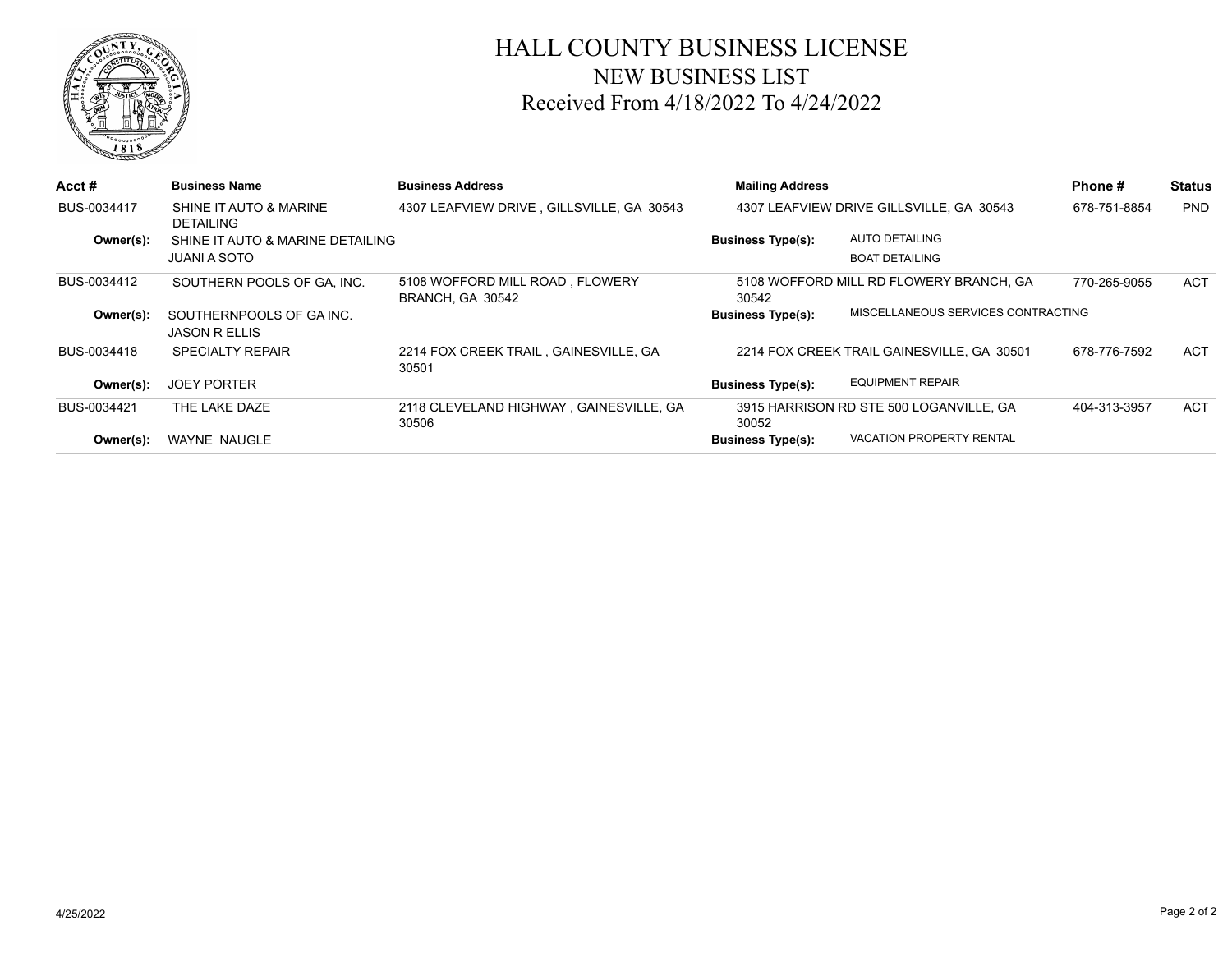# HALL COUNTY BUSINESS LICENSE
## NEW BUSINESS LIST
### Received From 4/18/2022 To 4/24/2022

| Acct # | Business Name | Business Address | Mailing Address | | Phone # | Status |
|---|---|---|---|---|---|---|
| BUS-0034417 | SHINE IT AUTO & MARINE DETAILING | 4307 LEAFVIEW DRIVE , GILLSVILLE, GA 30543 | 4307 LEAFVIEW DRIVE GILLSVILLE, GA 30543 | | 678-751-8854 | PND |
| **Owner(s):** | SHINE IT AUTO & MARINE DETAILING<br>JUANI A SOTO | | **Business Type(s):** | AUTO DETAILING<br>BOAT DETAILING | | |
| BUS-0034412 | SOUTHERN POOLS OF GA, INC. | 5108 WOFFORD MILL ROAD , FLOWERY BRANCH, GA 30542 | 5108 WOFFORD MILL RD FLOWERY BRANCH, GA 30542 | | 770-265-9055 | ACT |
| **Owner(s):** | SOUTHERNPOOLS OF GA INC.<br>JASON R ELLIS | | **Business Type(s):** | MISCELLANEOUS SERVICES CONTRACTING | | |
| BUS-0034418 | SPECIALTY REPAIR | 2214 FOX CREEK TRAIL , GAINESVILLE, GA 30501 | 2214 FOX CREEK TRAIL GAINESVILLE, GA 30501 | | 678-776-7592 | ACT |
| **Owner(s):** | JOEY PORTER | | **Business Type(s):** | EQUIPMENT REPAIR | | |
| BUS-0034421 | THE LAKE DAZE | 2118 CLEVELAND HIGHWAY , GAINESVILLE, GA 30506 | 3915 HARRISON RD STE 500 LOGANVILLE, GA 30052 | | 404-313-3957 | ACT |
| **Owner(s):** | WAYNE NAUGLE | | **Business Type(s):** | VACATION PROPERTY RENTAL | | |

4/25/2022